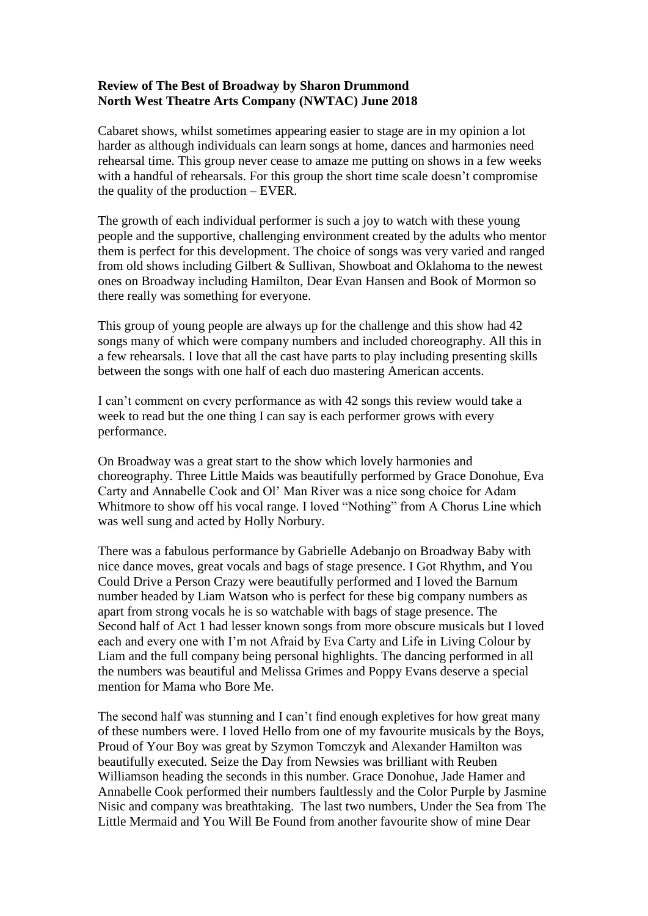**Review of The Best of Broadway by Sharon Drummond**
**North West Theatre Arts Company (NWTAC) June 2018**

Cabaret shows, whilst sometimes appearing easier to stage are in my opinion a lot harder as although individuals can learn songs at home, dances and harmonies need rehearsal time. This group never cease to amaze me putting on shows in a few weeks with a handful of rehearsals. For this group the short time scale doesn't compromise the quality of the production – EVER.

The growth of each individual performer is such a joy to watch with these young people and the supportive, challenging environment created by the adults who mentor them is perfect for this development. The choice of songs was very varied and ranged from old shows including Gilbert & Sullivan, Showboat and Oklahoma to the newest ones on Broadway including Hamilton, Dear Evan Hansen and Book of Mormon so there really was something for everyone.

This group of young people are always up for the challenge and this show had 42 songs many of which were company numbers and included choreography. All this in a few rehearsals. I love that all the cast have parts to play including presenting skills between the songs with one half of each duo mastering American accents.

I can't comment on every performance as with 42 songs this review would take a week to read but the one thing I can say is each performer grows with every performance.

On Broadway was a great start to the show which lovely harmonies and choreography. Three Little Maids was beautifully performed by Grace Donohue, Eva Carty and Annabelle Cook and Ol' Man River was a nice song choice for Adam Whitmore to show off his vocal range. I loved "Nothing" from A Chorus Line which was well sung and acted by Holly Norbury.

There was a fabulous performance by Gabrielle Adebanjo on Broadway Baby with nice dance moves, great vocals and bags of stage presence. I Got Rhythm, and You Could Drive a Person Crazy were beautifully performed and I loved the Barnum number headed by Liam Watson who is perfect for these big company numbers as apart from strong vocals he is so watchable with bags of stage presence. The Second half of Act 1 had lesser known songs from more obscure musicals but I loved each and every one with I'm not Afraid by Eva Carty and Life in Living Colour by Liam and the full company being personal highlights. The dancing performed in all the numbers was beautiful and Melissa Grimes and Poppy Evans deserve a special mention for Mama who Bore Me.

The second half was stunning and I can't find enough expletives for how great many of these numbers were. I loved Hello from one of my favourite musicals by the Boys, Proud of Your Boy was great by Szymon Tomczyk and Alexander Hamilton was beautifully executed. Seize the Day from Newsies was brilliant with Reuben Williamson heading the seconds in this number. Grace Donohue, Jade Hamer and Annabelle Cook performed their numbers faultlessly and the Color Purple by Jasmine Nisic and company was breathtaking. The last two numbers, Under the Sea from The Little Mermaid and You Will Be Found from another favourite show of mine Dear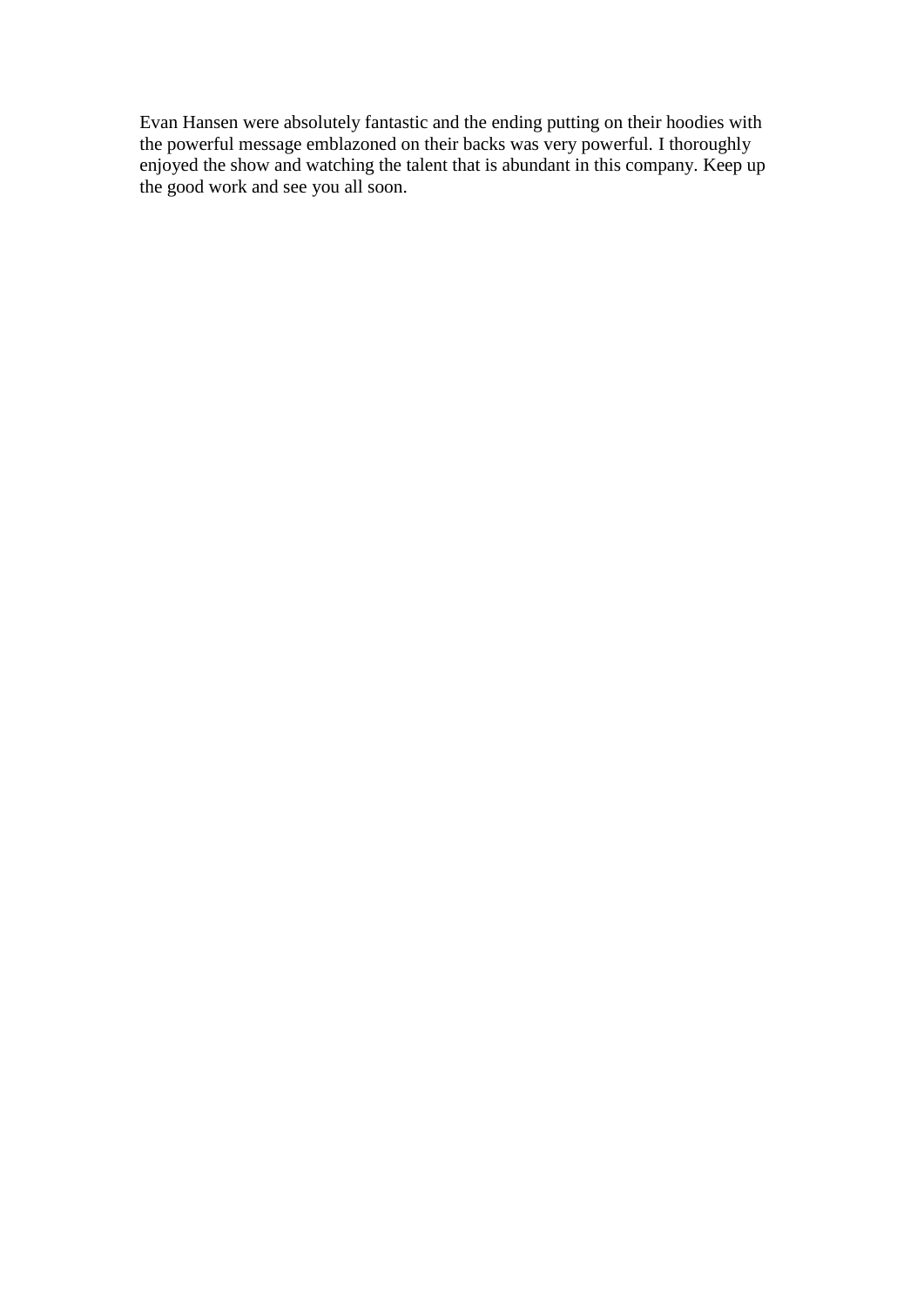Evan Hansen were absolutely fantastic and the ending putting on their hoodies with the powerful message emblazoned on their backs was very powerful. I thoroughly enjoyed the show and watching the talent that is abundant in this company. Keep up the good work and see you all soon.